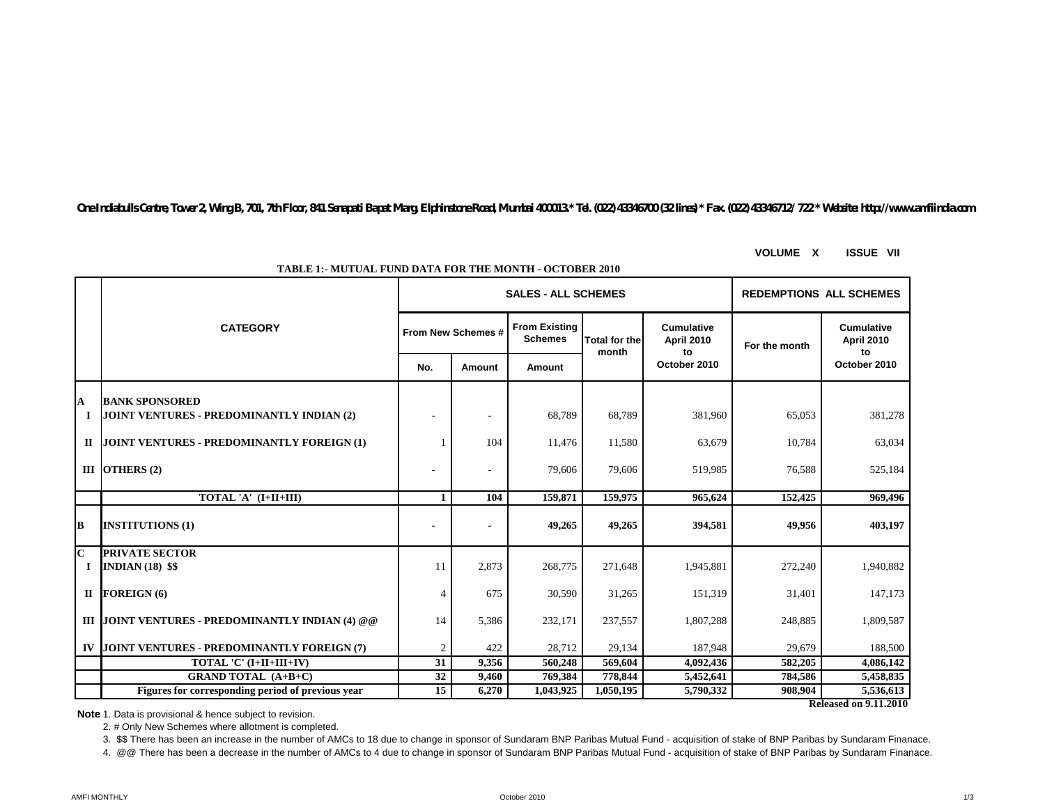One Indiabulls Centre, Tower 2, Wing B, 701, 7th Floor, 841 Senapati Bapat Marg, Elphinstone Road, Mumbai 400013.* Tel. (022) 43346700 (32 lines) * Fax. (022) 43346712/ 722 * Website: http://www.amfiindia.com

VOLUME X ISSUE VII

**TABLE 1:- MUTUAL FUND DATA FOR THE MONTH - OCTOBER 2010**

| | CATEGORY | SALES - ALL SCHEMES | | | | | REDEMPTIONS ALL SCHEMES | |
|---|---|---|---|---|---|---|---|---|
| | | From New Schemes # | | From Existing Schemes | Total for the month | Cumulative April 2010 to October 2010 | For the month | Cumulative April 2010 to October 2010 |
| | | No. | Amount | Amount | | | | |
| **A** | **BANK SPONSORED** | | | | | | | |
| **I** | **JOINT VENTURES - PREDOMINANTLY INDIAN (2)** | - | - | 68,789 | 68,789 | 381,960 | 65,053 | 381,278 |
| **II** | **JOINT VENTURES - PREDOMINANTLY FOREIGN (1)** | 1 | 104 | 11,476 | 11,580 | 63,679 | 10,784 | 63,034 |
| **III** | **OTHERS (2)** | - | - | 79,606 | 79,606 | 519,985 | 76,588 | 525,184 |
| | **TOTAL 'A' (I+II+III)** | **1** | **104** | **159,871** | **159,975** | **965,624** | **152,425** | **969,496** |
| **B** | **INSTITUTIONS (1)** | **-** | **-** | **49,265** | **49,265** | **394,581** | **49,956** | **403,197** |
| **C** | **PRIVATE SECTOR** | | | | | | | |
| **I** | **INDIAN (18) $$** | 11 | 2,873 | 268,775 | 271,648 | 1,945,881 | 272,240 | 1,940,882 |
| **II** | **FOREIGN (6)** | 4 | 675 | 30,590 | 31,265 | 151,319 | 31,401 | 147,173 |
| **III** | **JOINT VENTURES - PREDOMINANTLY INDIAN (4) @@** | 14 | 5,386 | 232,171 | 237,557 | 1,807,288 | 248,885 | 1,809,587 |
| **IV** | **JOINT VENTURES - PREDOMINANTLY FOREIGN (7)** | 2 | 422 | 28,712 | 29,134 | 187,948 | 29,679 | 188,500 |
| | **TOTAL 'C' (I+II+III+IV)** | **31** | **9,356** | **560,248** | **569,604** | **4,092,436** | **582,205** | **4,086,142** |
| | **GRAND TOTAL (A+B+C)** | **32** | **9,460** | **769,384** | **778,844** | **5,452,641** | **784,586** | **5,458,835** |
| | **Figures for corresponding period of previous year** | **15** | **6,270** | **1,043,925** | **1,050,195** | **5,790,332** | **908,904** | **5,536,613** |

**Released on 9.11.2010**

**Note** 1. Data is provisional & hence subject to revision.

2. # Only New Schemes where allotment is completed.

3. $$ There has been an increase in the number of AMCs to 18 due to change in sponsor of Sundaram BNP Paribas Mutual Fund - acquisition of stake of BNP Paribas by Sundaram Finanace.

4. @@ There has been a decrease in the number of AMCs to 4 due to change in sponsor of Sundaram BNP Paribas Mutual Fund - acquisition of stake of BNP Paribas by Sundaram Finanace.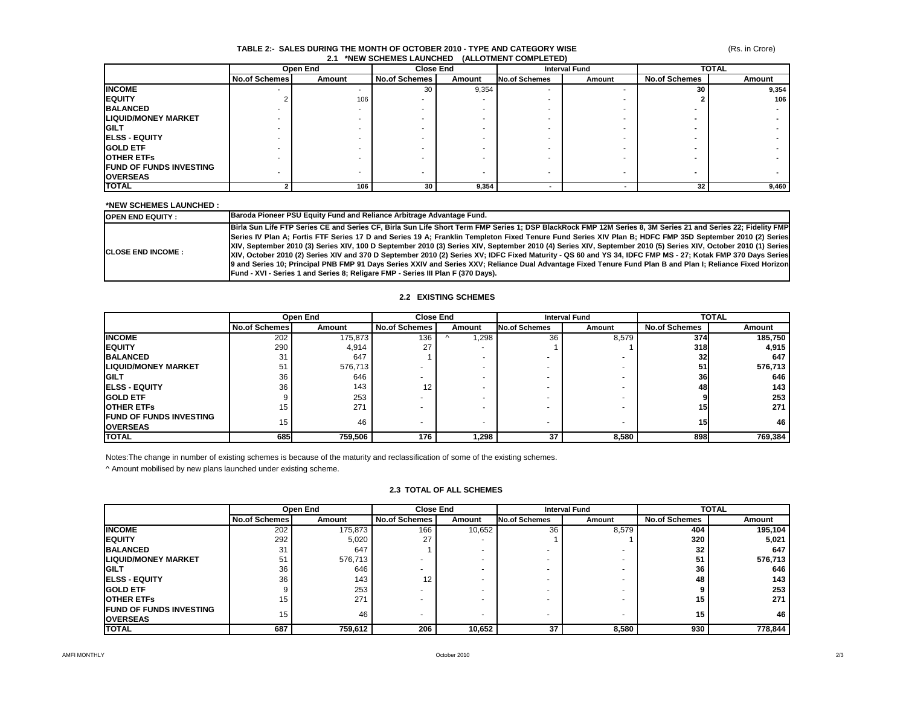### TABLE 2:- SALES DURING THE MONTH OF OCTOBER 2010 - TYPE AND CATEGORY WISE

(Rs. in Crore)

#### 2.1 *NEW SCHEMES LAUNCHED (ALLOTMENT COMPLETED)

| | Open End | | Close End | | Interval Fund | | TOTAL | |
|---|---|---|---|---|---|---|---|---|
| | No.of Schemes | Amount | No.of Schemes | Amount | No.of Schemes | Amount | No.of Schemes | Amount |
| **INCOME** | - | - | 30 | 9,354 | - | - | **30** | **9,354** |
| **EQUITY** | 2 | 106 | - | - | - | - | **2** | **106** |
| **BALANCED** | - | - | - | - | - | - | **-** | **-** |
| **LIQUID/MONEY MARKET** | - | - | - | - | - | - | **-** | **-** |
| **GILT** | - | - | - | - | - | - | **-** | **-** |
| **ELSS - EQUITY** | - | - | - | - | - | - | **-** | **-** |
| **GOLD ETF** | - | - | - | - | - | - | **-** | **-** |
| **OTHER ETFs** | - | - | - | - | - | - | **-** | **-** |
| **FUND OF FUNDS INVESTING OVERSEAS** | - | - | - | - | - | - | **-** | **-** |
| **TOTAL** | **2** | **106** | **30** | **9,354** | **-** | **-** | **32** | **9,460** |

**\*NEW SCHEMES LAUNCHED :**

| | |
|---|---|
| **OPEN END EQUITY :** | **Baroda Pioneer PSU Equity Fund and Reliance Arbitrage Advantage Fund.** |
| **CLOSE END INCOME :** | **Birla Sun Life FTP Series CE and Series CF, Birla Sun Life Short Term FMP Series 1; DSP BlackRock FMP 12M Series 8, 3M Series 21 and Series 22; Fidelity FMP Series IV Plan A; Fortis FTF Series 17 D and Series 19 A; Franklin Templeton Fixed Tenure Fund Series XIV Plan B; HDFC FMP 35D September 2010 (2) Series XIV, September 2010 (3) Series XIV, 100 D September 2010 (3) Series XIV, September 2010 (4) Series XIV, September 2010 (5) Series XIV, October 2010 (1) Series XIV, October 2010 (2) Series XIV and 370 D September 2010 (2) Series XV; IDFC Fixed Maturity - QS 60 and YS 34, IDFC FMP MS - 27; Kotak FMP 370 Days Series 9 and Series 10; Principal PNB FMP 91 Days Series XXIV and Series XXV; Reliance Dual Advantage Fixed Tenure Fund Plan B and Plan I; Reliance Fixed Horizon Fund - XVI - Series 1 and Series 8; Religare FMP - Series III Plan F (370 Days).** |

#### 2.2 EXISTING SCHEMES

| | Open End | | Close End | | Interval Fund | | TOTAL | |
|---|---|---|---|---|---|---|---|---|
| | No.of Schemes | Amount | No.of Schemes | Amount | No.of Schemes | Amount | No.of Schemes | Amount |
| **INCOME** | 202 | 175,873 | 136 | ^ 1,298 | 36 | 8,579 | **374** | **185,750** |
| **EQUITY** | 290 | 4,914 | 27 | - | 1 | 1 | **318** | **4,915** |
| **BALANCED** | 31 | 647 | 1 | - | - | - | **32** | **647** |
| **LIQUID/MONEY MARKET** | 51 | 576,713 | - | - | - | - | **51** | **576,713** |
| **GILT** | 36 | 646 | - | - | - | - | **36** | **646** |
| **ELSS - EQUITY** | 36 | 143 | 12 | - | - | - | **48** | **143** |
| **GOLD ETF** | 9 | 253 | - | - | - | - | **9** | **253** |
| **OTHER ETFs** | 15 | 271 | - | - | - | - | **15** | **271** |
| **FUND OF FUNDS INVESTING OVERSEAS** | 15 | 46 | - | - | - | - | **15** | **46** |
| **TOTAL** | **685** | **759,506** | **176** | **1,298** | **37** | **8,580** | **898** | **769,384** |

Notes:The change in number of existing schemes is because of the maturity and reclassification of some of the existing schemes.

^ Amount mobilised by new plans launched under existing scheme.

#### 2.3 TOTAL OF ALL SCHEMES

| | Open End | | Close End | | Interval Fund | | TOTAL | |
|---|---|---|---|---|---|---|---|---|
| | No.of Schemes | Amount | No.of Schemes | Amount | No.of Schemes | Amount | No.of Schemes | Amount |
| **INCOME** | 202 | 175,873 | 166 | 10,652 | 36 | 8,579 | **404** | **195,104** |
| **EQUITY** | 292 | 5,020 | 27 | - | 1 | 1 | **320** | **5,021** |
| **BALANCED** | 31 | 647 | 1 | - | - | - | **32** | **647** |
| **LIQUID/MONEY MARKET** | 51 | 576,713 | - | - | - | - | **51** | **576,713** |
| **GILT** | 36 | 646 | - | - | - | - | **36** | **646** |
| **ELSS - EQUITY** | 36 | 143 | 12 | - | - | - | **48** | **143** |
| **GOLD ETF** | 9 | 253 | - | - | - | - | **9** | **253** |
| **OTHER ETFs** | 15 | 271 | - | - | - | - | **15** | **271** |
| **FUND OF FUNDS INVESTING OVERSEAS** | 15 | 46 | - | - | - | - | **15** | **46** |
| **TOTAL** | **687** | **759,612** | **206** | **10,652** | **37** | **8,580** | **930** | **778,844** |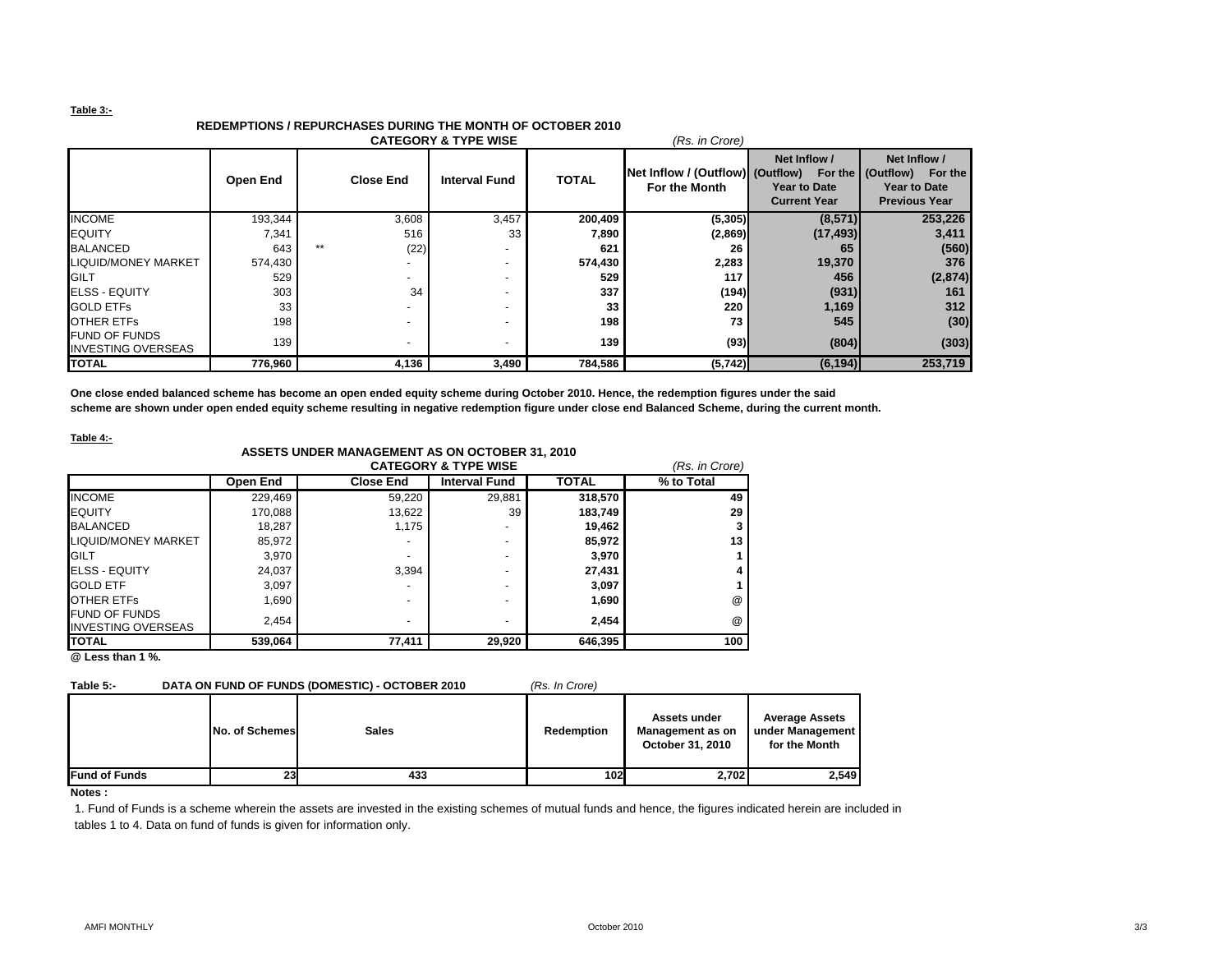**Table 3:-**

**REDEMPTIONS / REPURCHASES DURING THE MONTH OF OCTOBER 2010**

**CATEGORY & TYPE WISE** *(Rs. in Crore)*

| | Open End | Close End | Interval Fund | TOTAL | Net Inflow / (Outflow) For the Month | Net Inflow / (Outflow) For the Year to Date Current Year | Net Inflow / (Outflow) For the Year to Date Previous Year |
|---|---|---|---|---|---|---|---|
| INCOME | 193,344 | 3,608 | 3,457 | **200,409** | **(5,305)** | **(8,571)** | **253,226** |
| EQUITY | 7,341 | 516 | 33 | **7,890** | **(2,869)** | **(17,493)** | **3,411** |
| BALANCED | 643 | ** (22) | - | **621** | **26** | **65** | **(560)** |
| LIQUID/MONEY MARKET | 574,430 | - | - | **574,430** | **2,283** | **19,370** | **376** |
| GILT | 529 | - | - | **529** | **117** | **456** | **(2,874)** |
| ELSS - EQUITY | 303 | 34 | - | **337** | **(194)** | **(931)** | **161** |
| GOLD ETFs | 33 | - | - | **33** | **220** | **1,169** | **312** |
| OTHER ETFs | 198 | - | - | **198** | **73** | **545** | **(30)** |
| FUND OF FUNDS INVESTING OVERSEAS | 139 | - | - | **139** | **(93)** | **(804)** | **(303)** |
| **TOTAL** | **776,960** | **4,136** | **3,490** | **784,586** | **(5,742)** | **(6,194)** | **253,719** |

**One close ended balanced scheme has become an open ended equity scheme during October 2010. Hence, the redemption figures under the said scheme are shown under open ended equity scheme resulting in negative redemption figure under close end Balanced Scheme, during the current month.**

**Table 4:-**

**ASSETS UNDER MANAGEMENT AS ON OCTOBER 31, 2010**

**CATEGORY & TYPE WISE** *(Rs. in Crore)*

| | Open End | Close End | Interval Fund | TOTAL | % to Total |
|---|---|---|---|---|---|
| INCOME | 229,469 | 59,220 | 29,881 | **318,570** | **49** |
| EQUITY | 170,088 | 13,622 | 39 | **183,749** | **29** |
| BALANCED | 18,287 | 1,175 | - | **19,462** | **3** |
| LIQUID/MONEY MARKET | 85,972 | - | - | **85,972** | **13** |
| GILT | 3,970 | - | - | **3,970** | **1** |
| ELSS - EQUITY | 24,037 | 3,394 | - | **27,431** | **4** |
| GOLD ETF | 3,097 | - | - | **3,097** | **1** |
| OTHER ETFs | 1,690 | - | - | **1,690** | **@** |
| FUND OF FUNDS INVESTING OVERSEAS | 2,454 | - | - | **2,454** | **@** |
| **TOTAL** | **539,064** | **77,411** | **29,920** | **646,395** | **100** |

**@ Less than 1 %.**

**Table 5:- DATA ON FUND OF FUNDS (DOMESTIC) - OCTOBER 2010** *(Rs. In Crore)*

| | No. of Schemes | Sales | Redemption | Assets under Management as on October 31, 2010 | Average Assets under Management for the Month |
|---|---|---|---|---|---|
| **Fund of Funds** | **23** | **433** | **102** | **2,702** | **2,549** |

**Notes :**

1. Fund of Funds is a scheme wherein the assets are invested in the existing schemes of mutual funds and hence, the figures indicated herein are included in tables 1 to 4. Data on fund of funds is given for information only.